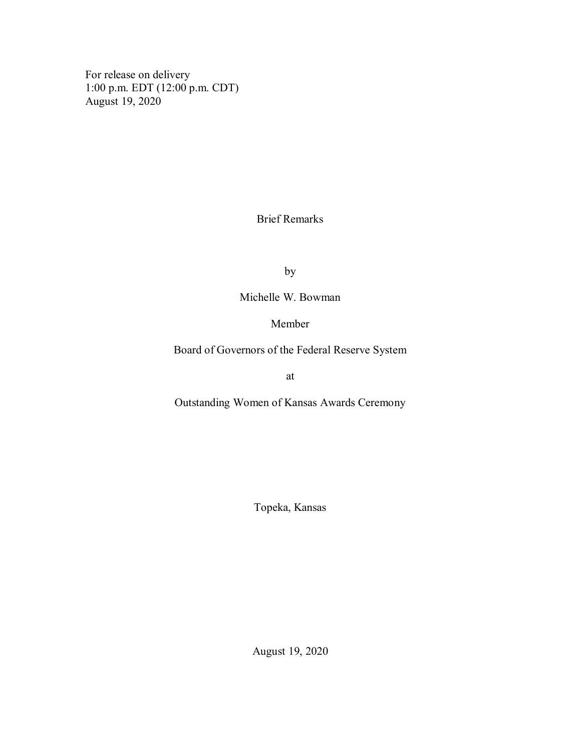For release on delivery
1:00 p.m. EDT (12:00 p.m. CDT)
August 19, 2020

# Brief Remarks

by

Michelle W. Bowman

Member

Board of Governors of the Federal Reserve System

at

Outstanding Women of Kansas Awards Ceremony

Topeka, Kansas

August 19, 2020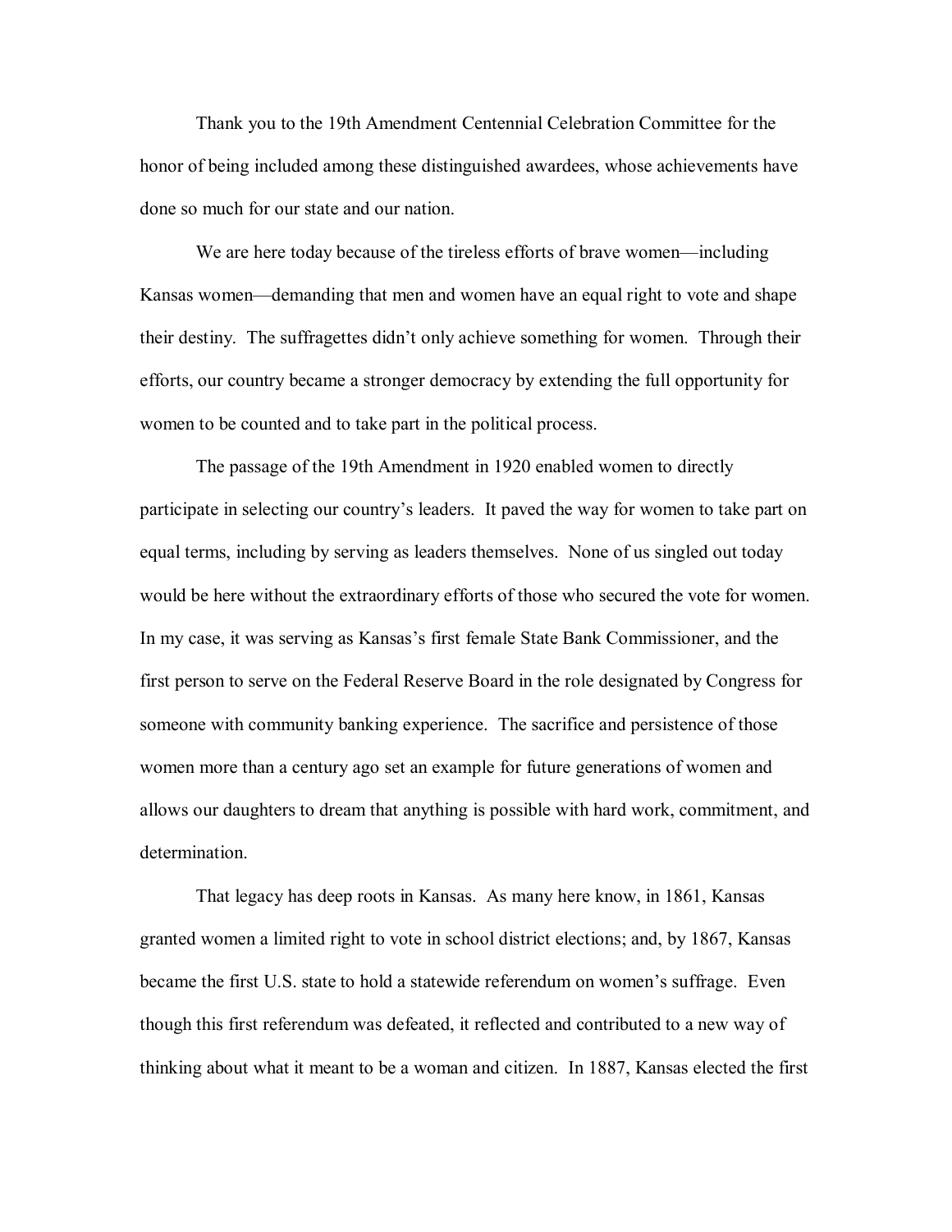Thank you to the 19th Amendment Centennial Celebration Committee for the honor of being included among these distinguished awardees, whose achievements have done so much for our state and our nation.

We are here today because of the tireless efforts of brave women—including Kansas women—demanding that men and women have an equal right to vote and shape their destiny. The suffragettes didn't only achieve something for women. Through their efforts, our country became a stronger democracy by extending the full opportunity for women to be counted and to take part in the political process.

The passage of the 19th Amendment in 1920 enabled women to directly participate in selecting our country's leaders. It paved the way for women to take part on equal terms, including by serving as leaders themselves. None of us singled out today would be here without the extraordinary efforts of those who secured the vote for women. In my case, it was serving as Kansas's first female State Bank Commissioner, and the first person to serve on the Federal Reserve Board in the role designated by Congress for someone with community banking experience. The sacrifice and persistence of those women more than a century ago set an example for future generations of women and allows our daughters to dream that anything is possible with hard work, commitment, and determination.

That legacy has deep roots in Kansas. As many here know, in 1861, Kansas granted women a limited right to vote in school district elections; and, by 1867, Kansas became the first U.S. state to hold a statewide referendum on women's suffrage. Even though this first referendum was defeated, it reflected and contributed to a new way of thinking about what it meant to be a woman and citizen. In 1887, Kansas elected the first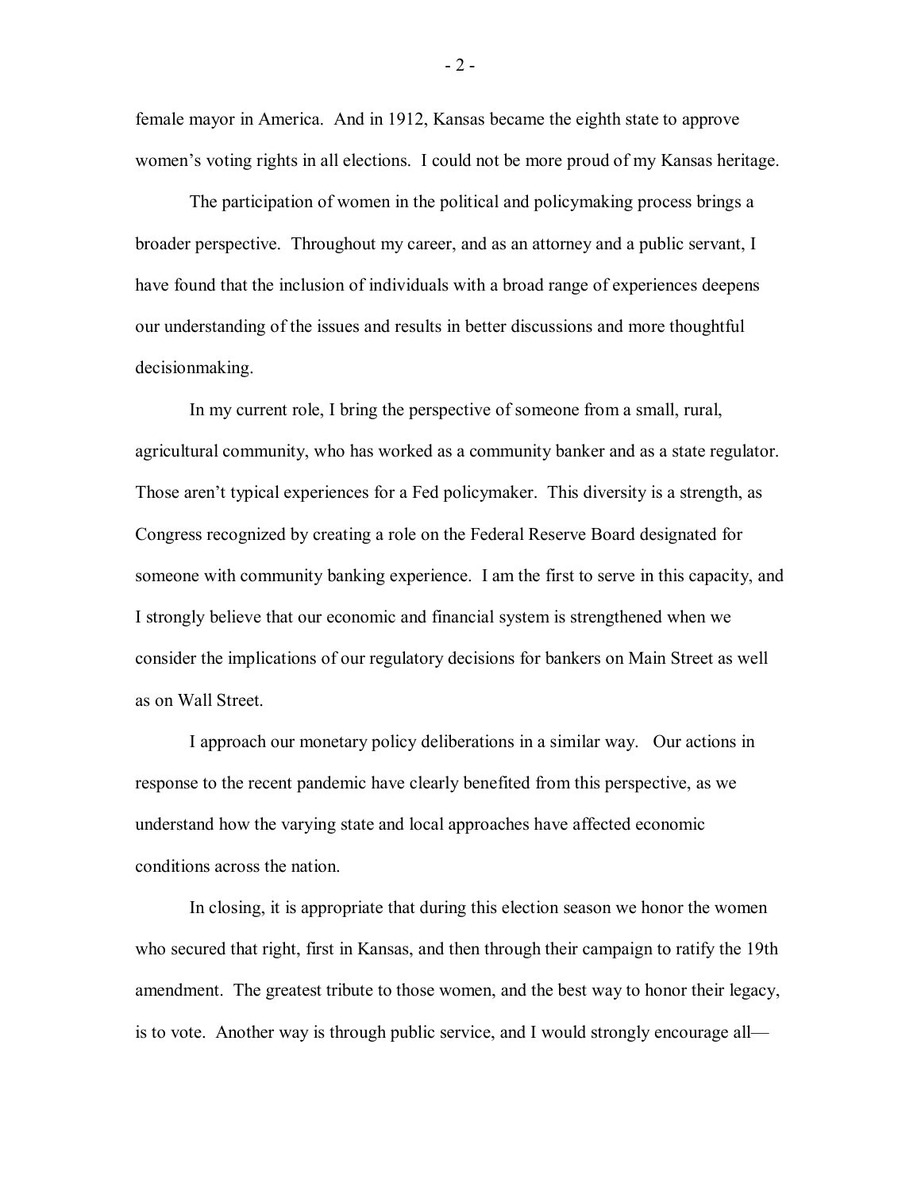female mayor in America. And in 1912, Kansas became the eighth state to approve women's voting rights in all elections. I could not be more proud of my Kansas heritage.

The participation of women in the political and policymaking process brings a broader perspective. Throughout my career, and as an attorney and a public servant, I have found that the inclusion of individuals with a broad range of experiences deepens our understanding of the issues and results in better discussions and more thoughtful decisionmaking.

In my current role, I bring the perspective of someone from a small, rural, agricultural community, who has worked as a community banker and as a state regulator. Those aren't typical experiences for a Fed policymaker. This diversity is a strength, as Congress recognized by creating a role on the Federal Reserve Board designated for someone with community banking experience. I am the first to serve in this capacity, and I strongly believe that our economic and financial system is strengthened when we consider the implications of our regulatory decisions for bankers on Main Street as well as on Wall Street.

I approach our monetary policy deliberations in a similar way. Our actions in response to the recent pandemic have clearly benefited from this perspective, as we understand how the varying state and local approaches have affected economic conditions across the nation.

In closing, it is appropriate that during this election season we honor the women who secured that right, first in Kansas, and then through their campaign to ratify the 19th amendment. The greatest tribute to those women, and the best way to honor their legacy, is to vote. Another way is through public service, and I would strongly encourage all—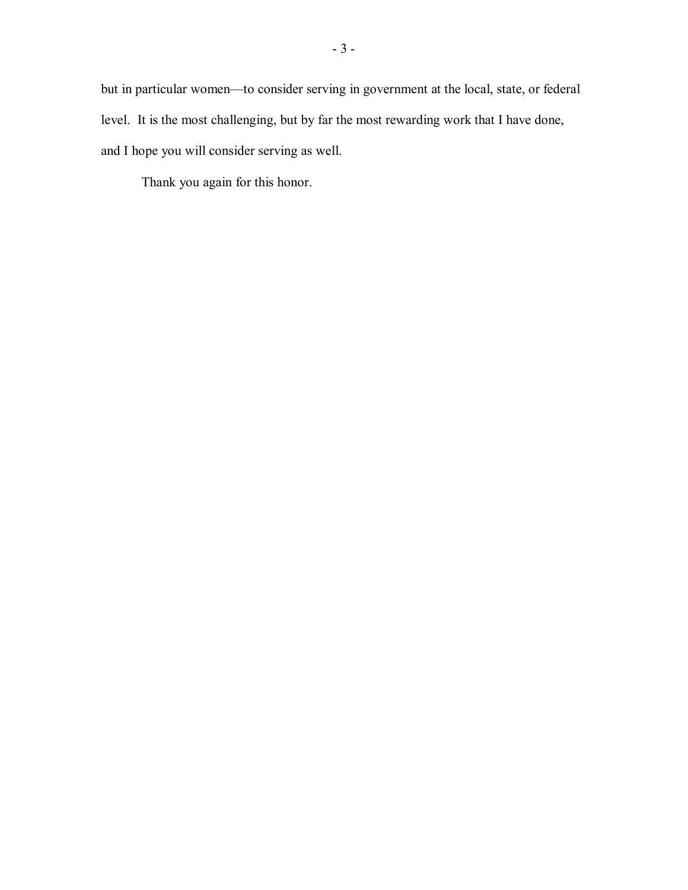but in particular women—to consider serving in government at the local, state, or federal level. It is the most challenging, but by far the most rewarding work that I have done, and I hope you will consider serving as well.

Thank you again for this honor.